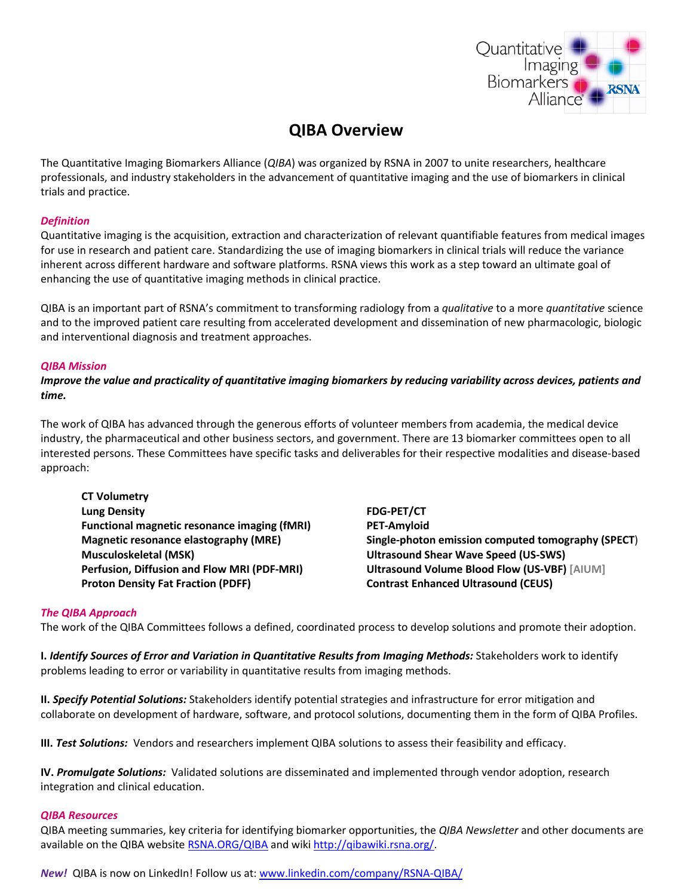# QIBA Overview

The Quantitative Imaging Biomarkers Alliance (*QIBA*) was organized by RSNA in 2007 to unite researchers, healthcare professionals, and industry stakeholders in the advancement of quantitative imaging and the use of biomarkers in clinical trials and practice.

### *Definition*

Quantitative imaging is the acquisition, extraction and characterization of relevant quantifiable features from medical images for use in research and patient care. Standardizing the use of imaging biomarkers in clinical trials will reduce the variance inherent across different hardware and software platforms. RSNA views this work as a step toward an ultimate goal of enhancing the use of quantitative imaging methods in clinical practice.

QIBA is an important part of RSNA's commitment to transforming radiology from a *qualitative* to a more *quantitative* science and to the improved patient care resulting from accelerated development and dissemination of new pharmacologic, biologic and interventional diagnosis and treatment approaches.

### *QIBA Mission*

***Improve the value and practicality of quantitative imaging biomarkers by reducing variability across devices, patients and time.***

The work of QIBA has advanced through the generous efforts of volunteer members from academia, the medical device industry, the pharmaceutical and other business sectors, and government. There are 13 biomarker committees open to all interested persons. These Committees have specific tasks and deliverables for their respective modalities and disease-based approach:

- **CT Volumetry**
- **Lung Density**
- **Functional magnetic resonance imaging (fMRI)**
- **Magnetic resonance elastography (MRE)**
- **Musculoskeletal (MSK)**
- **Perfusion, Diffusion and Flow MRI (PDF-MRI)**
- **Proton Density Fat Fraction (PDFF)**
- **FDG-PET/CT**
- **PET-Amyloid**
- **Single-photon emission computed tomography (SPECT)**
- **Ultrasound Shear Wave Speed (US-SWS)**
- **Ultrasound Volume Blood Flow (US-VBF)** [AIUM]
- **Contrast Enhanced Ultrasound (CEUS)**

### *The QIBA Approach*

The work of the QIBA Committees follows a defined, coordinated process to develop solutions and promote their adoption.

**I.** ***Identify Sources of Error and Variation in Quantitative Results from Imaging Methods:*** Stakeholders work to identify problems leading to error or variability in quantitative results from imaging methods.

**II.** ***Specify Potential Solutions:*** Stakeholders identify potential strategies and infrastructure for error mitigation and collaborate on development of hardware, software, and protocol solutions, documenting them in the form of QIBA Profiles.

**III.** ***Test Solutions:*** Vendors and researchers implement QIBA solutions to assess their feasibility and efficacy.

**IV.** ***Promulgate Solutions:*** Validated solutions are disseminated and implemented through vendor adoption, research integration and clinical education.

### *QIBA Resources*

QIBA meeting summaries, key criteria for identifying biomarker opportunities, the *QIBA Newsletter* and other documents are available on the QIBA website [RSNA.ORG/QIBA](RSNA.ORG/QIBA) and wiki [http://qibawiki.rsna.org/](http://qibawiki.rsna.org/).

***New!*** QIBA is now on LinkedIn! Follow us at: [www.linkedin.com/company/RSNA-QIBA/](www.linkedin.com/company/RSNA-QIBA/)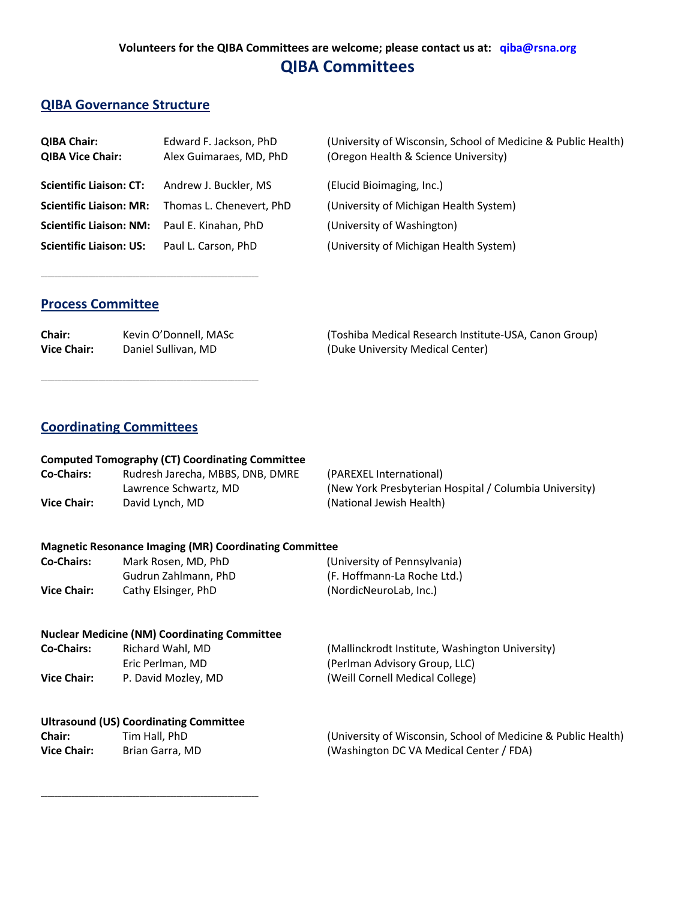**Volunteers for the QIBA Committees are welcome; please contact us at: qiba@rsna.org**

# QIBA Committees

## QIBA Governance Structure

| | | |
|---|---|---|
| **QIBA Chair:** | Edward F. Jackson, PhD | (University of Wisconsin, School of Medicine & Public Health) |
| **QIBA Vice Chair:** | Alex Guimaraes, MD, PhD | (Oregon Health & Science University) |
| **Scientific Liaison: CT:** | Andrew J. Buckler, MS | (Elucid Bioimaging, Inc.) |
| **Scientific Liaison: MR:** | Thomas L. Chenevert, PhD | (University of Michigan Health System) |
| **Scientific Liaison: NM:** | Paul E. Kinahan, PhD | (University of Washington) |
| **Scientific Liaison: US:** | Paul L. Carson, PhD | (University of Michigan Health System) |

---

## Process Committee

| | | |
|---|---|---|
| **Chair:** | Kevin O'Donnell, MASc | (Toshiba Medical Research Institute-USA, Canon Group) |
| **Vice Chair:** | Daniel Sullivan, MD | (Duke University Medical Center) |

---

## Coordinating Committees

**Computed Tomography (CT) Coordinating Committee**

| | | |
|---|---|---|
| **Co-Chairs:** | Rudresh Jarecha, MBBS, DNB, DMRE | (PAREXEL International) |
| | Lawrence Schwartz, MD | (New York Presbyterian Hospital / Columbia University) |
| **Vice Chair:** | David Lynch, MD | (National Jewish Health) |

**Magnetic Resonance Imaging (MR) Coordinating Committee**

| | | |
|---|---|---|
| **Co-Chairs:** | Mark Rosen, MD, PhD | (University of Pennsylvania) |
| | Gudrun Zahlmann, PhD | (F. Hoffmann-La Roche Ltd.) |
| **Vice Chair:** | Cathy Elsinger, PhD | (NordicNeuroLab, Inc.) |

**Nuclear Medicine (NM) Coordinating Committee**

| | | |
|---|---|---|
| **Co-Chairs:** | Richard Wahl, MD | (Mallinckrodt Institute, Washington University) |
| | Eric Perlman, MD | (Perlman Advisory Group, LLC) |
| **Vice Chair:** | P. David Mozley, MD | (Weill Cornell Medical College) |

**Ultrasound (US) Coordinating Committee**

| | | |
|---|---|---|
| **Chair:** | Tim Hall, PhD | (University of Wisconsin, School of Medicine & Public Health) |
| **Vice Chair:** | Brian Garra, MD | (Washington DC VA Medical Center / FDA) |

---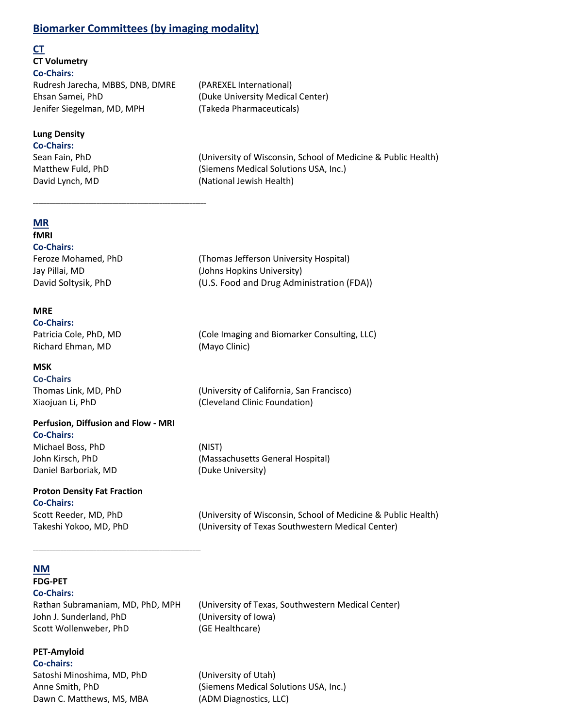## Biomarker Committees (by imaging modality)

### CT

**CT Volumetry**

**Co-Chairs:**

Rudresh Jarecha, MBBS, DNB, DMRE (PAREXEL International)
Ehsan Samei, PhD (Duke University Medical Center)
Jenifer Siegelman, MD, MPH (Takeda Pharmaceuticals)

**Lung Density**

**Co-Chairs:**

Sean Fain, PhD (University of Wisconsin, School of Medicine & Public Health)
Matthew Fuld, PhD (Siemens Medical Solutions USA, Inc.)
David Lynch, MD (National Jewish Health)

---

### MR

**fMRI**

**Co-Chairs:**

Feroze Mohamed, PhD (Thomas Jefferson University Hospital)
Jay Pillai, MD (Johns Hopkins University)
David Soltysik, PhD (U.S. Food and Drug Administration (FDA))

**MRE**

**Co-Chairs:**

Patricia Cole, PhD, MD (Cole Imaging and Biomarker Consulting, LLC)
Richard Ehman, MD (Mayo Clinic)

**MSK**

**Co-Chairs**

Thomas Link, MD, PhD (University of California, San Francisco)
Xiaojuan Li, PhD (Cleveland Clinic Foundation)

**Perfusion, Diffusion and Flow - MRI**

**Co-Chairs:**

Michael Boss, PhD (NIST)
John Kirsch, PhD (Massachusetts General Hospital)
Daniel Barboriak, MD (Duke University)

**Proton Density Fat Fraction**

**Co-Chairs:**

Scott Reeder, MD, PhD (University of Wisconsin, School of Medicine & Public Health)
Takeshi Yokoo, MD, PhD (University of Texas Southwestern Medical Center)

---

### NM

**FDG-PET**

**Co-Chairs:**

Rathan Subramaniam, MD, PhD, MPH (University of Texas, Southwestern Medical Center)
John J. Sunderland, PhD (University of Iowa)
Scott Wollenweber, PhD (GE Healthcare)

**PET-Amyloid**

**Co-chairs:**

Satoshi Minoshima, MD, PhD (University of Utah)
Anne Smith, PhD (Siemens Medical Solutions USA, Inc.)
Dawn C. Matthews, MS, MBA (ADM Diagnostics, LLC)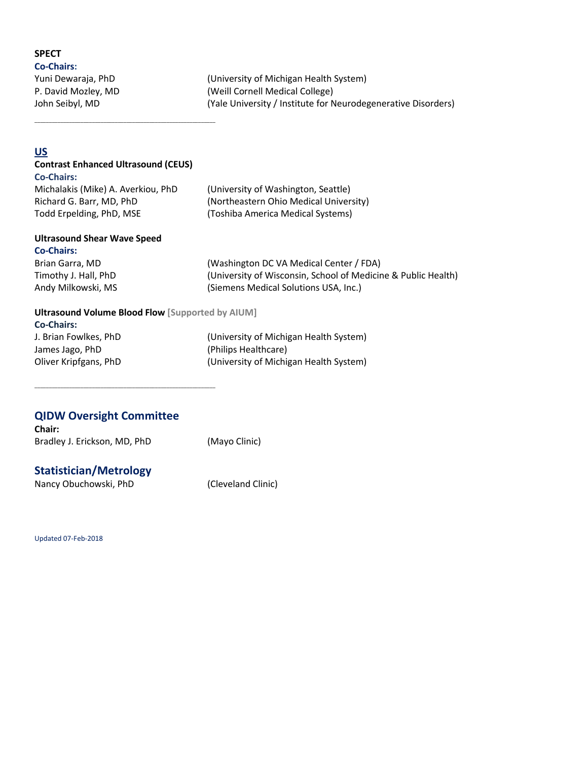**SPECT**

**Co-Chairs:**

| | |
|---|---|
| Yuni Dewaraja, PhD | (University of Michigan Health System) |
| P. David Mozley, MD | (Weill Cornell Medical College) |
| John Seibyl, MD | (Yale University / Institute for Neurodegenerative Disorders) |

---

## US

**Contrast Enhanced Ultrasound (CEUS)**

**Co-Chairs:**

| | |
|---|---|
| Michalakis (Mike) A. Averkiou, PhD | (University of Washington, Seattle) |
| Richard G. Barr, MD, PhD | (Northeastern Ohio Medical University) |
| Todd Erpelding, PhD, MSE | (Toshiba America Medical Systems) |

**Ultrasound Shear Wave Speed**

**Co-Chairs:**

| | |
|---|---|
| Brian Garra, MD | (Washington DC VA Medical Center / FDA) |
| Timothy J. Hall, PhD | (University of Wisconsin, School of Medicine & Public Health) |
| Andy Milkowski, MS | (Siemens Medical Solutions USA, Inc.) |

**Ultrasound Volume Blood Flow** [Supported by AIUM]

**Co-Chairs:**

| | |
|---|---|
| J. Brian Fowlkes, PhD | (University of Michigan Health System) |
| James Jago, PhD | (Philips Healthcare) |
| Oliver Kripfgans, PhD | (University of Michigan Health System) |

---

## QIDW Oversight Committee

**Chair:**

Bradley J. Erickson, MD, PhD (Mayo Clinic)

## Statistician/Metrology

Nancy Obuchowski, PhD (Cleveland Clinic)

Updated 07-Feb-2018